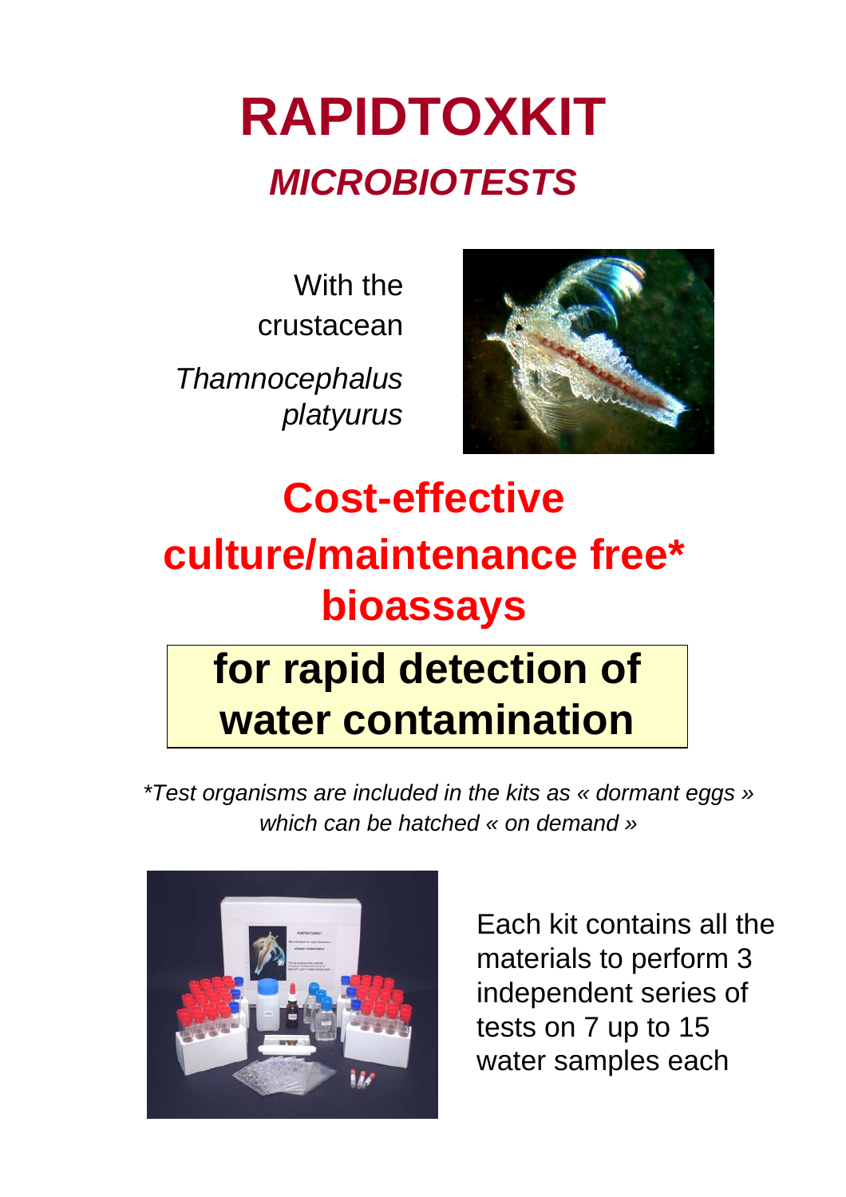# RAPIDTOXKIT

## *MICROBIOTESTS*

With the crustacean *Thamnocephalus platyurus*

## Cost-effective culture/maintenance free* bioassays

## for rapid detection of water contamination

*\*Test organisms are included in the kits as « dormant eggs » which can be hatched « on demand »*

Each kit contains all the materials to perform 3 independent series of tests on 7 up to 15 water samples each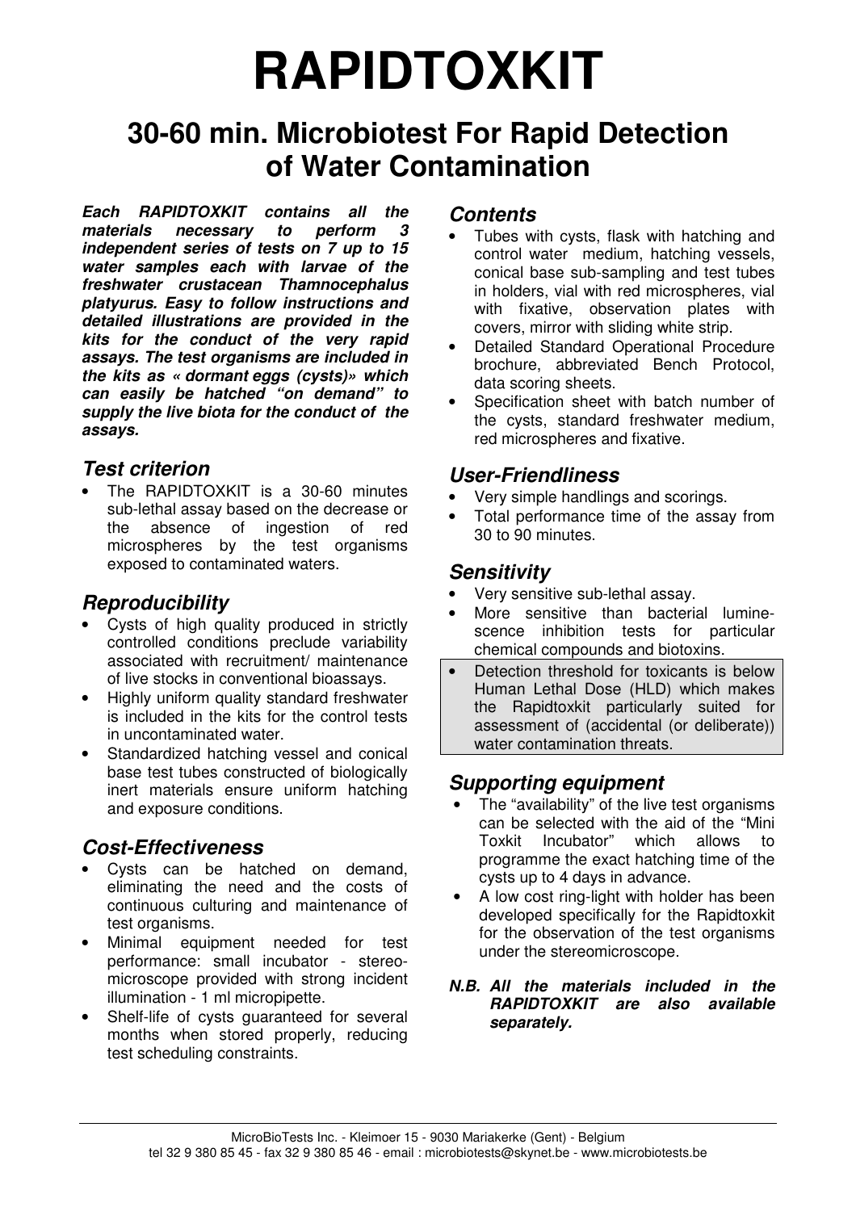# RAPIDTOXKIT

## 30-60 min. Microbiotest For Rapid Detection of Water Contamination

***Each RAPIDTOXKIT contains all the materials necessary to perform 3 independent series of tests on 7 up to 15 water samples each with larvae of the freshwater crustacean Thamnocephalus platyurus. Easy to follow instructions and detailed illustrations are provided in the kits for the conduct of the very rapid assays. The test organisms are included in the kits as « dormant eggs (cysts)» which can easily be hatched "on demand" to supply the live biota for the conduct of the assays.***

### *Test criterion*

- The RAPIDTOXKIT is a 30-60 minutes sub-lethal assay based on the decrease or the absence of ingestion of red microspheres by the test organisms exposed to contaminated waters.

### *Reproducibility*

- Cysts of high quality produced in strictly controlled conditions preclude variability associated with recruitment/ maintenance of live stocks in conventional bioassays.
- Highly uniform quality standard freshwater is included in the kits for the control tests in uncontaminated water.
- Standardized hatching vessel and conical base test tubes constructed of biologically inert materials ensure uniform hatching and exposure conditions.

### *Cost-Effectiveness*

- Cysts can be hatched on demand, eliminating the need and the costs of continuous culturing and maintenance of test organisms.
- Minimal equipment needed for test performance: small incubator - stereomicroscope provided with strong incident illumination - 1 ml micropipette.
- Shelf-life of cysts guaranteed for several months when stored properly, reducing test scheduling constraints.

### *Contents*

- Tubes with cysts, flask with hatching and control water medium, hatching vessels, conical base sub-sampling and test tubes in holders, vial with red microspheres, vial with fixative, observation plates with covers, mirror with sliding white strip.
- Detailed Standard Operational Procedure brochure, abbreviated Bench Protocol, data scoring sheets.
- Specification sheet with batch number of the cysts, standard freshwater medium, red microspheres and fixative.

### *User-Friendliness*

- Very simple handlings and scorings.
- Total performance time of the assay from 30 to 90 minutes.

### *Sensitivity*

- Very sensitive sub-lethal assay.
- More sensitive than bacterial luminescence inhibition tests for particular chemical compounds and biotoxins.
- Detection threshold for toxicants is below Human Lethal Dose (HLD) which makes the Rapidtoxkit particularly suited for assessment of (accidental (or deliberate)) water contamination threats.

### *Supporting equipment*

- The "availability" of the live test organisms can be selected with the aid of the "Mini Toxkit Incubator" which allows to programme the exact hatching time of the cysts up to 4 days in advance.
- A low cost ring-light with holder has been developed specifically for the Rapidtoxkit for the observation of the test organisms under the stereomicroscope.

***N.B. All the materials included in the RAPIDTOXKIT are also available separately.***

MicroBioTests Inc. - Kleimoer 15 - 9030 Mariakerke (Gent) - Belgium
tel 32 9 380 85 45 - fax 32 9 380 85 46 - email : microbiotests@skynet.be - www.microbiotests.be